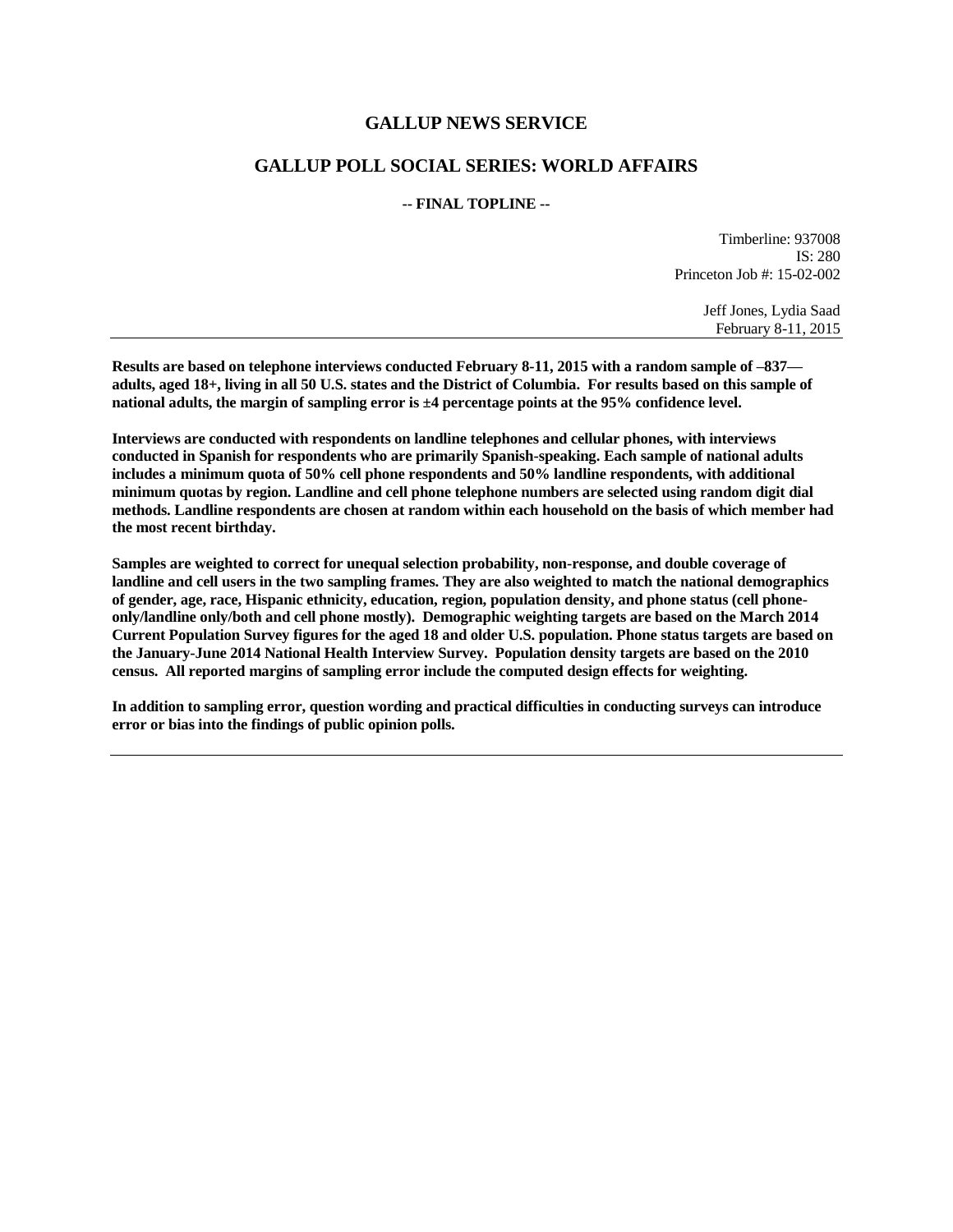# GALLUP NEWS SERVICE

## GALLUP POLL SOCIAL SERIES: WORLD AFFAIRS

**-- FINAL TOPLINE --**

Timberline: 937008
IS: 280
Princeton Job #: 15-02-002

Jeff Jones, Lydia Saad
February 8-11, 2015

---

**Results are based on telephone interviews conducted February 8-11, 2015 with a random sample of –837— adults, aged 18+, living in all 50 U.S. states and the District of Columbia. For results based on this sample of national adults, the margin of sampling error is ±4 percentage points at the 95% confidence level.**

**Interviews are conducted with respondents on landline telephones and cellular phones, with interviews conducted in Spanish for respondents who are primarily Spanish-speaking. Each sample of national adults includes a minimum quota of 50% cell phone respondents and 50% landline respondents, with additional minimum quotas by region. Landline and cell phone telephone numbers are selected using random digit dial methods. Landline respondents are chosen at random within each household on the basis of which member had the most recent birthday.**

**Samples are weighted to correct for unequal selection probability, non-response, and double coverage of landline and cell users in the two sampling frames. They are also weighted to match the national demographics of gender, age, race, Hispanic ethnicity, education, region, population density, and phone status (cell phone-only/landline only/both and cell phone mostly). Demographic weighting targets are based on the March 2014 Current Population Survey figures for the aged 18 and older U.S. population. Phone status targets are based on the January-June 2014 National Health Interview Survey. Population density targets are based on the 2010 census. All reported margins of sampling error include the computed design effects for weighting.**

**In addition to sampling error, question wording and practical difficulties in conducting surveys can introduce error or bias into the findings of public opinion polls.**

---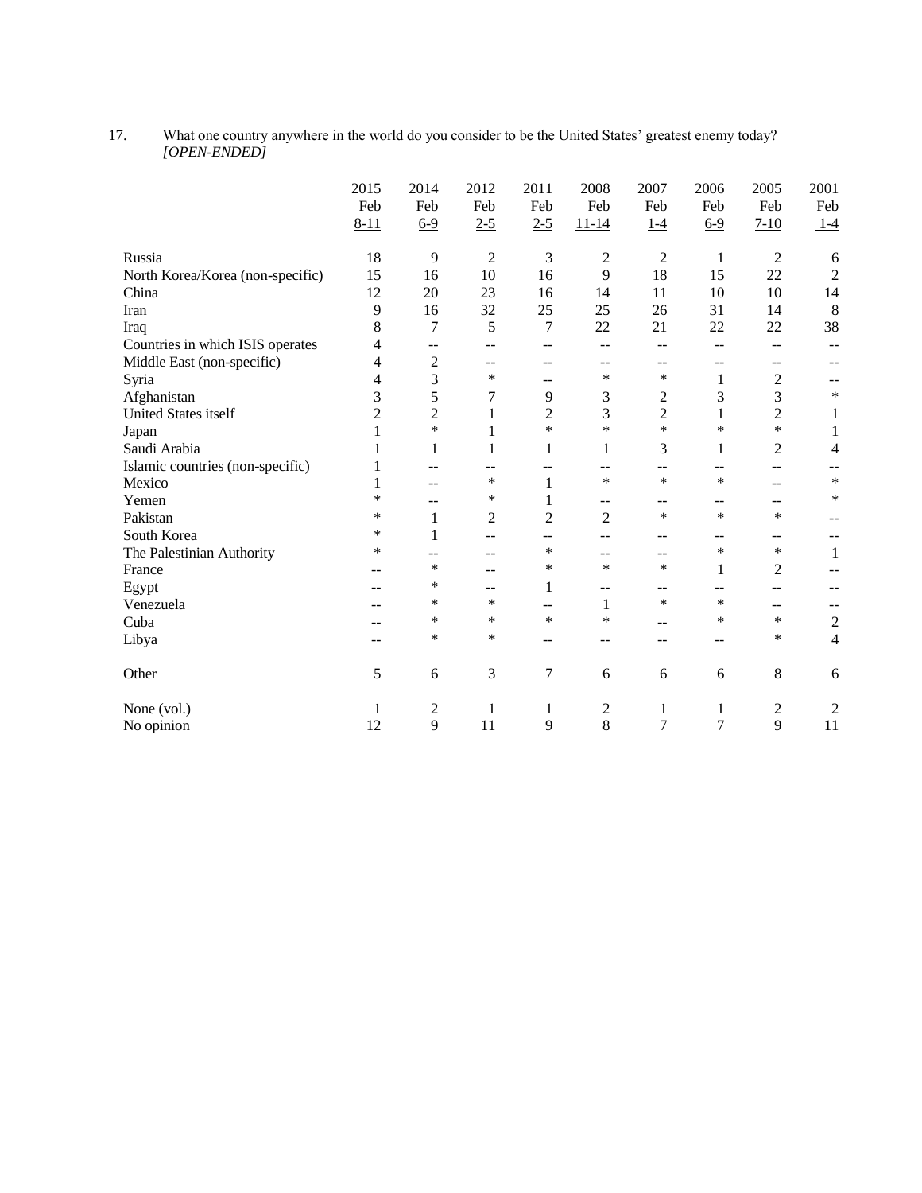17. What one country anywhere in the world do you consider to be the United States' greatest enemy today? *[OPEN-ENDED]*

| | 2015 Feb 8-11 | 2014 Feb 6-9 | 2012 Feb 2-5 | 2011 Feb 2-5 | 2008 Feb 11-14 | 2007 Feb 1-4 | 2006 Feb 6-9 | 2005 Feb 7-10 | 2001 Feb 1-4 |
|---|---|---|---|---|---|---|---|---|---|
| Russia | 18 | 9 | 2 | 3 | 2 | 2 | 1 | 2 | 6 |
| North Korea/Korea (non-specific) | 15 | 16 | 10 | 16 | 9 | 18 | 15 | 22 | 2 |
| China | 12 | 20 | 23 | 16 | 14 | 11 | 10 | 10 | 14 |
| Iran | 9 | 16 | 32 | 25 | 25 | 26 | 31 | 14 | 8 |
| Iraq | 8 | 7 | 5 | 7 | 22 | 21 | 22 | 22 | 38 |
| Countries in which ISIS operates | 4 | -- | -- | -- | -- | -- | -- | -- | -- |
| Middle East (non-specific) | 4 | 2 | -- | -- | -- | -- | -- | -- | -- |
| Syria | 4 | 3 | * | -- | * | * | 1 | 2 | -- |
| Afghanistan | 3 | 5 | 7 | 9 | 3 | 2 | 3 | 3 | * |
| United States itself | 2 | 2 | 1 | 2 | 3 | 2 | 1 | 2 | 1 |
| Japan | 1 | * | 1 | * | * | * | * | * | 1 |
| Saudi Arabia | 1 | 1 | 1 | 1 | 1 | 3 | 1 | 2 | 4 |
| Islamic countries (non-specific) | 1 | -- | -- | -- | -- | -- | -- | -- | -- |
| Mexico | 1 | -- | * | 1 | * | * | * | -- | * |
| Yemen | * | -- | * | 1 | -- | -- | -- | -- | * |
| Pakistan | * | 1 | 2 | 2 | 2 | * | * | * | -- |
| South Korea | * | 1 | -- | -- | -- | -- | -- | -- | -- |
| The Palestinian Authority | * | -- | -- | * | -- | -- | * | * | 1 |
| France | -- | * | -- | * | * | * | 1 | 2 | -- |
| Egypt | -- | * | -- | 1 | -- | -- | -- | -- | -- |
| Venezuela | -- | * | * | -- | 1 | * | * | -- | -- |
| Cuba | -- | * | * | * | * | -- | * | * | 2 |
| Libya | -- | * | * | -- | -- | -- | -- | * | 4 |
| Other | 5 | 6 | 3 | 7 | 6 | 6 | 6 | 8 | 6 |
| None (vol.) | 1 | 2 | 1 | 1 | 2 | 1 | 1 | 2 | 2 |
| No opinion | 12 | 9 | 11 | 9 | 8 | 7 | 7 | 9 | 11 |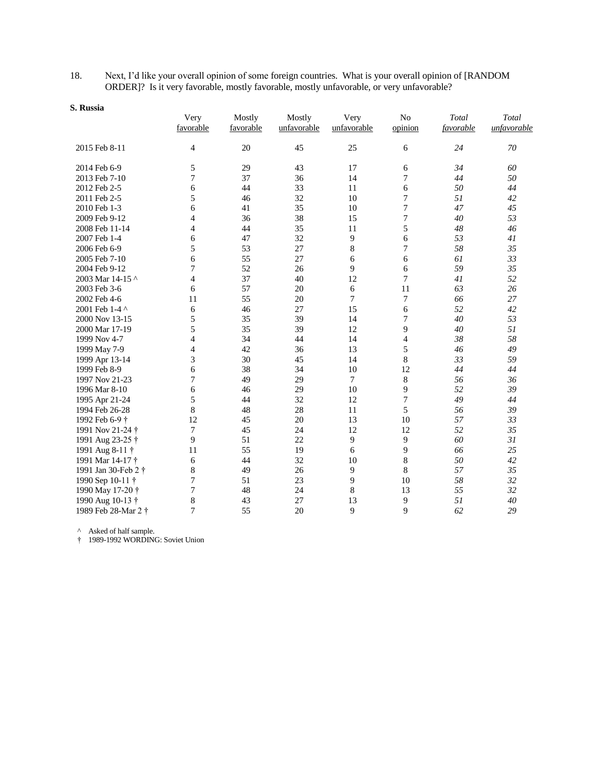18. Next, I'd like your overall opinion of some foreign countries. What is your overall opinion of [RANDOM ORDER]? Is it very favorable, mostly favorable, mostly unfavorable, or very unfavorable?

**S. Russia**

| | Very favorable | Mostly favorable | Mostly unfavorable | Very unfavorable | No opinion | *Total favorable* | *Total unfavorable* |
|---|---|---|---|---|---|---|---|
| 2015 Feb 8-11 | 4 | 20 | 45 | 25 | 6 | *24* | *70* |
| 2014 Feb 6-9 | 5 | 29 | 43 | 17 | 6 | *34* | *60* |
| 2013 Feb 7-10 | 7 | 37 | 36 | 14 | 7 | *44* | *50* |
| 2012 Feb 2-5 | 6 | 44 | 33 | 11 | 6 | *50* | *44* |
| 2011 Feb 2-5 | 5 | 46 | 32 | 10 | 7 | *51* | *42* |
| 2010 Feb 1-3 | 6 | 41 | 35 | 10 | 7 | *47* | *45* |
| 2009 Feb 9-12 | 4 | 36 | 38 | 15 | 7 | *40* | *53* |
| 2008 Feb 11-14 | 4 | 44 | 35 | 11 | 5 | *48* | *46* |
| 2007 Feb 1-4 | 6 | 47 | 32 | 9 | 6 | *53* | *41* |
| 2006 Feb 6-9 | 5 | 53 | 27 | 8 | 7 | *58* | *35* |
| 2005 Feb 7-10 | 6 | 55 | 27 | 6 | 6 | *61* | *33* |
| 2004 Feb 9-12 | 7 | 52 | 26 | 9 | 6 | *59* | *35* |
| 2003 Mar 14-15 ^ | 4 | 37 | 40 | 12 | 7 | *41* | *52* |
| 2003 Feb 3-6 | 6 | 57 | 20 | 6 | 11 | *63* | *26* |
| 2002 Feb 4-6 | 11 | 55 | 20 | 7 | 7 | *66* | *27* |
| 2001 Feb 1-4 ^ | 6 | 46 | 27 | 15 | 6 | *52* | *42* |
| 2000 Nov 13-15 | 5 | 35 | 39 | 14 | 7 | *40* | *53* |
| 2000 Mar 17-19 | 5 | 35 | 39 | 12 | 9 | *40* | *51* |
| 1999 Nov 4-7 | 4 | 34 | 44 | 14 | 4 | *38* | *58* |
| 1999 May 7-9 | 4 | 42 | 36 | 13 | 5 | *46* | *49* |
| 1999 Apr 13-14 | 3 | 30 | 45 | 14 | 8 | *33* | *59* |
| 1999 Feb 8-9 | 6 | 38 | 34 | 10 | 12 | *44* | *44* |
| 1997 Nov 21-23 | 7 | 49 | 29 | 7 | 8 | *56* | *36* |
| 1996 Mar 8-10 | 6 | 46 | 29 | 10 | 9 | *52* | *39* |
| 1995 Apr 21-24 | 5 | 44 | 32 | 12 | 7 | *49* | *44* |
| 1994 Feb 26-28 | 8 | 48 | 28 | 11 | 5 | *56* | *39* |
| 1992 Feb 6-9 † | 12 | 45 | 20 | 13 | 10 | *57* | *33* |
| 1991 Nov 21-24 † | 7 | 45 | 24 | 12 | 12 | *52* | *35* |
| 1991 Aug 23-25 † | 9 | 51 | 22 | 9 | 9 | *60* | *31* |
| 1991 Aug 8-11 † | 11 | 55 | 19 | 6 | 9 | *66* | *25* |
| 1991 Mar 14-17 † | 6 | 44 | 32 | 10 | 8 | *50* | *42* |
| 1991 Jan 30-Feb 2 † | 8 | 49 | 26 | 9 | 8 | *57* | *35* |
| 1990 Sep 10-11 † | 7 | 51 | 23 | 9 | 10 | *58* | *32* |
| 1990 May 17-20 † | 7 | 48 | 24 | 8 | 13 | *55* | *32* |
| 1990 Aug 10-13 † | 8 | 43 | 27 | 13 | 9 | *51* | *40* |
| 1989 Feb 28-Mar 2 † | 7 | 55 | 20 | 9 | 9 | *62* | *29* |

^ Asked of half sample.

† 1989-1992 WORDING: Soviet Union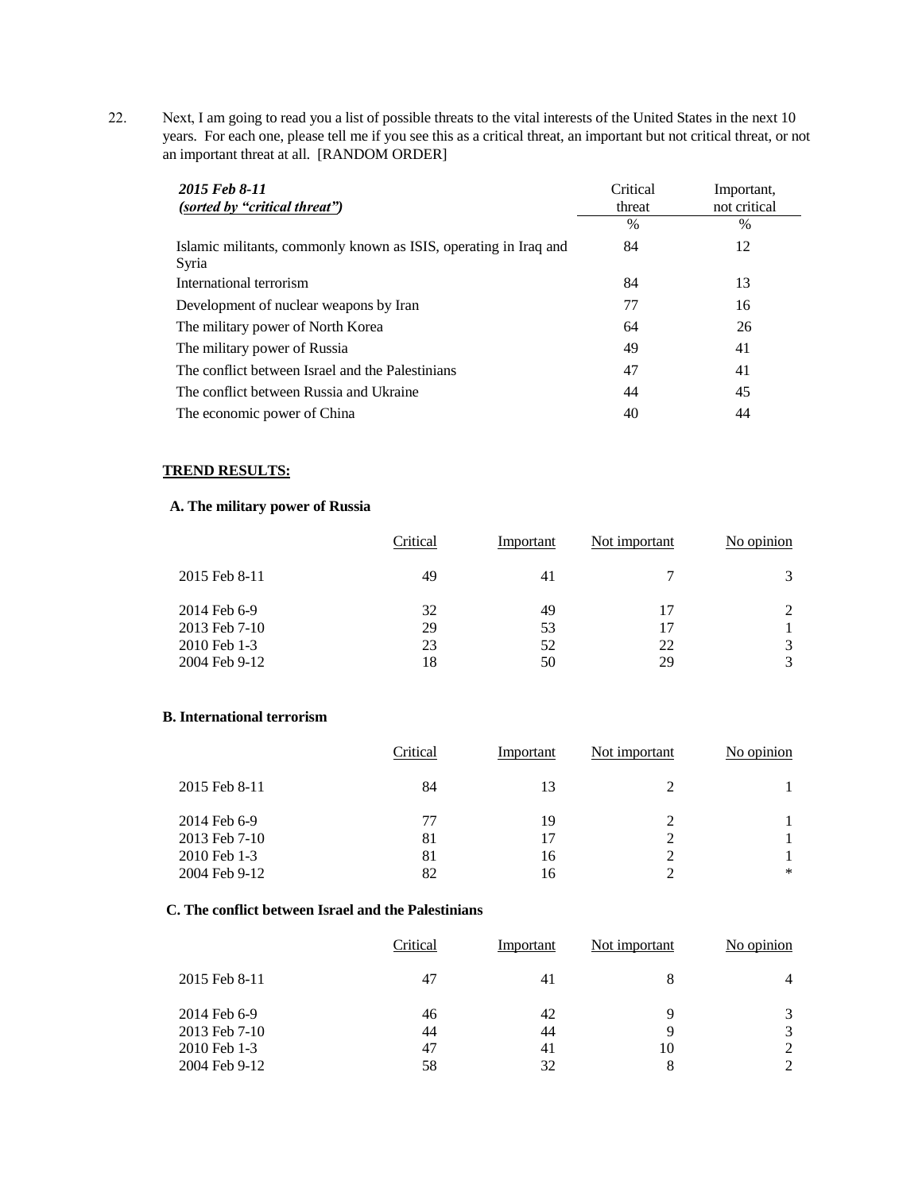22. Next, I am going to read you a list of possible threats to the vital interests of the United States in the next 10 years. For each one, please tell me if you see this as a critical threat, an important but not critical threat, or not an important threat at all. [RANDOM ORDER]

| ***2015 Feb 8-11*** ***(sorted by "critical threat")*** | Critical threat | Important, not critical |
|---|---|---|
| | % | % |
| Islamic militants, commonly known as ISIS, operating in Iraq and Syria | 84 | 12 |
| International terrorism | 84 | 13 |
| Development of nuclear weapons by Iran | 77 | 16 |
| The military power of North Korea | 64 | 26 |
| The military power of Russia | 49 | 41 |
| The conflict between Israel and the Palestinians | 47 | 41 |
| The conflict between Russia and Ukraine | 44 | 45 |
| The economic power of China | 40 | 44 |

**TREND RESULTS:**

**A. The military power of Russia**

| | Critical | Important | Not important | No opinion |
|---|---|---|---|---|
| 2015 Feb 8-11 | 49 | 41 | 7 | 3 |
| 2014 Feb 6-9 | 32 | 49 | 17 | 2 |
| 2013 Feb 7-10 | 29 | 53 | 17 | 1 |
| 2010 Feb 1-3 | 23 | 52 | 22 | 3 |
| 2004 Feb 9-12 | 18 | 50 | 29 | 3 |

**B. International terrorism**

| | Critical | Important | Not important | No opinion |
|---|---|---|---|---|
| 2015 Feb 8-11 | 84 | 13 | 2 | 1 |
| 2014 Feb 6-9 | 77 | 19 | 2 | 1 |
| 2013 Feb 7-10 | 81 | 17 | 2 | 1 |
| 2010 Feb 1-3 | 81 | 16 | 2 | 1 |
| 2004 Feb 9-12 | 82 | 16 | 2 | * |

**C. The conflict between Israel and the Palestinians**

| | Critical | Important | Not important | No opinion |
|---|---|---|---|---|
| 2015 Feb 8-11 | 47 | 41 | 8 | 4 |
| 2014 Feb 6-9 | 46 | 42 | 9 | 3 |
| 2013 Feb 7-10 | 44 | 44 | 9 | 3 |
| 2010 Feb 1-3 | 47 | 41 | 10 | 2 |
| 2004 Feb 9-12 | 58 | 32 | 8 | 2 |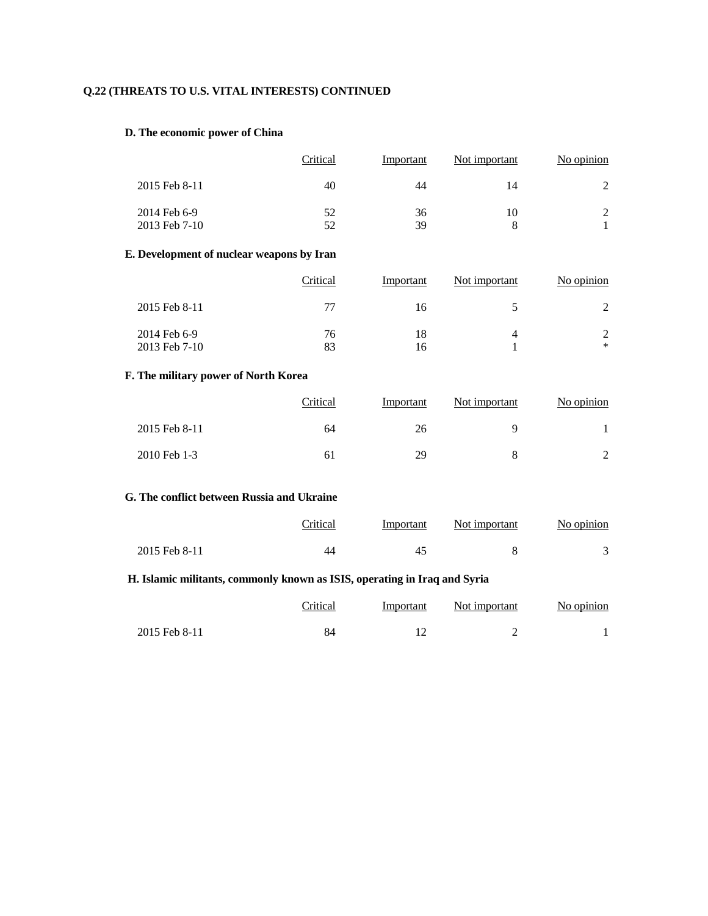**Q.22 (THREATS TO U.S. VITAL INTERESTS) CONTINUED**

**D. The economic power of China**

| | Critical | Important | Not important | No opinion |
|---|---|---|---|---|
| 2015 Feb 8-11 | 40 | 44 | 14 | 2 |
| 2014 Feb 6-9 | 52 | 36 | 10 | 2 |
| 2013 Feb 7-10 | 52 | 39 | 8 | 1 |

**E. Development of nuclear weapons by Iran**

| | Critical | Important | Not important | No opinion |
|---|---|---|---|---|
| 2015 Feb 8-11 | 77 | 16 | 5 | 2 |
| 2014 Feb 6-9 | 76 | 18 | 4 | 2 |
| 2013 Feb 7-10 | 83 | 16 | 1 | * |

**F. The military power of North Korea**

| | Critical | Important | Not important | No opinion |
|---|---|---|---|---|
| 2015 Feb 8-11 | 64 | 26 | 9 | 1 |
| 2010 Feb 1-3 | 61 | 29 | 8 | 2 |

**G. The conflict between Russia and Ukraine**

| | Critical | Important | Not important | No opinion |
|---|---|---|---|---|
| 2015 Feb 8-11 | 44 | 45 | 8 | 3 |

**H. Islamic militants, commonly known as ISIS, operating in Iraq and Syria**

| | Critical | Important | Not important | No opinion |
|---|---|---|---|---|
| 2015 Feb 8-11 | 84 | 12 | 2 | 1 |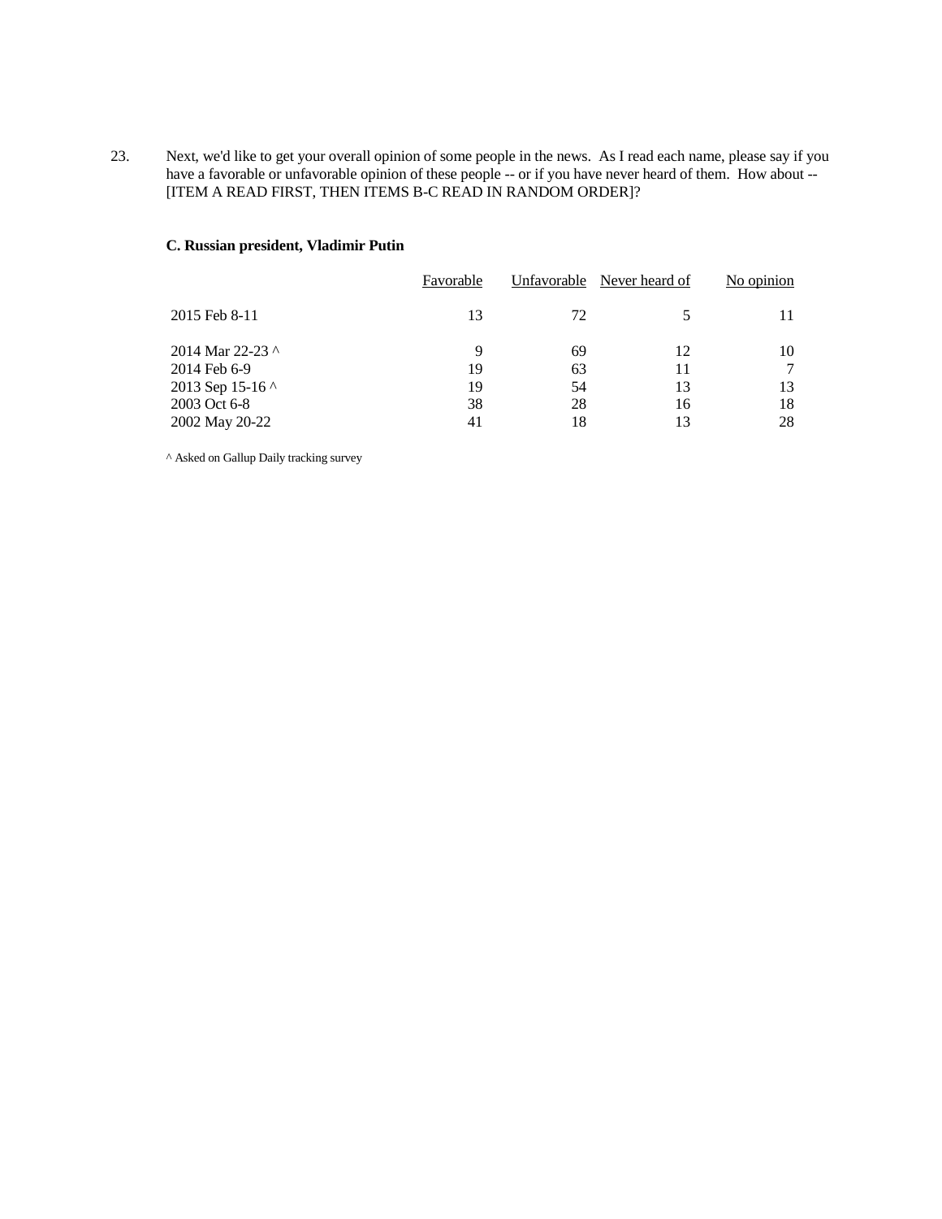23. Next, we'd like to get your overall opinion of some people in the news. As I read each name, please say if you have a favorable or unfavorable opinion of these people -- or if you have never heard of them. How about -- [ITEM A READ FIRST, THEN ITEMS B-C READ IN RANDOM ORDER]?

**C. Russian president, Vladimir Putin**

| | Favorable | Unfavorable | Never heard of | No opinion |
|---|---|---|---|---|
| 2015 Feb 8-11 | 13 | 72 | 5 | 11 |
| 2014 Mar 22-23 ^ | 9 | 69 | 12 | 10 |
| 2014 Feb 6-9 | 19 | 63 | 11 | 7 |
| 2013 Sep 15-16 ^ | 19 | 54 | 13 | 13 |
| 2003 Oct 6-8 | 38 | 28 | 16 | 18 |
| 2002 May 20-22 | 41 | 18 | 13 | 28 |

^ Asked on Gallup Daily tracking survey